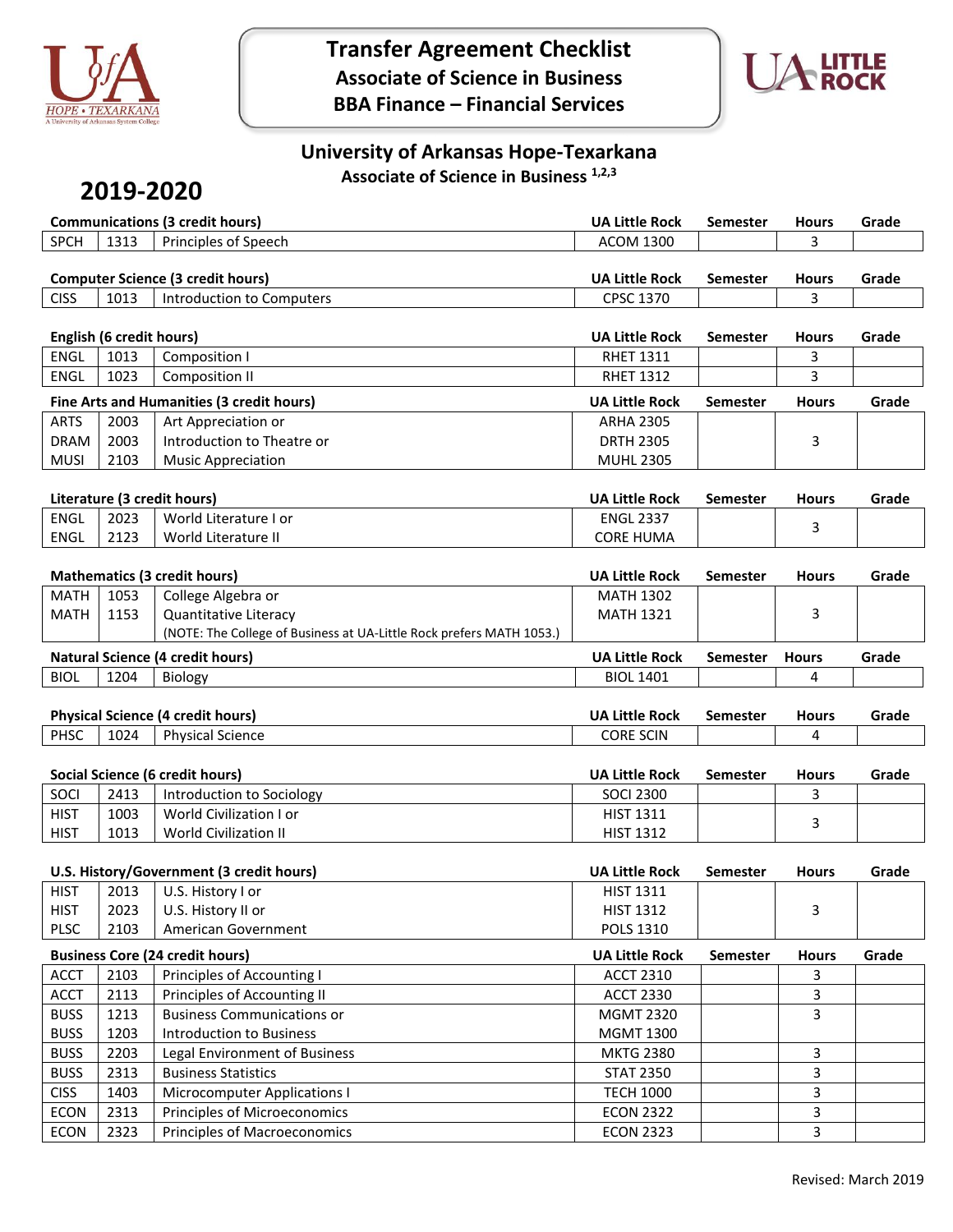# Transfer Agreement Checklist

## Associate of Science in Business

## BBA Finance – Financial Services

## University of Arkansas Hope-Texarkana

### Associate of Science in Business [1,2,3]

## 2019-2020

| Communications (3 credit hours) | | | UA Little Rock | Semester | Hours | Grade |
|---|---|---|---|---|---|---|
| SPCH | 1313 | Principles of Speech | ACOM 1300 | | 3 | |

| Computer Science (3 credit hours) | | | UA Little Rock | Semester | Hours | Grade |
|---|---|---|---|---|---|---|
| CISS | 1013 | Introduction to Computers | CPSC 1370 | | 3 | |

| English (6 credit hours) | | | UA Little Rock | Semester | Hours | Grade |
|---|---|---|---|---|---|---|
| ENGL | 1013 | Composition I | RHET 1311 | | 3 | |
| ENGL | 1023 | Composition II | RHET 1312 | | 3 | |

| Fine Arts and Humanities (3 credit hours) | | | UA Little Rock | Semester | Hours | Grade |
|---|---|---|---|---|---|---|
| ARTS | 2003 | Art Appreciation or | ARHA 2305 | | 3 | |
| DRAM | 2003 | Introduction to Theatre or | DRTH 2305 | | | |
| MUSI | 2103 | Music Appreciation | MUHL 2305 | | | |

| Literature (3 credit hours) | | | UA Little Rock | Semester | Hours | Grade |
|---|---|---|---|---|---|---|
| ENGL | 2023 | World Literature I or | ENGL 2337 | | 3 | |
| ENGL | 2123 | World Literature II | CORE HUMA | | | |

| Mathematics (3 credit hours) | | | UA Little Rock | Semester | Hours | Grade |
|---|---|---|---|---|---|---|
| MATH | 1053 | College Algebra or | MATH 1302 | | 3 | |
| MATH | 1153 | Quantitative Literacy | MATH 1321 | | | |
| | | (NOTE: The College of Business at UA-Little Rock prefers MATH 1053.) | | | | |

| Natural Science (4 credit hours) | | | UA Little Rock | Semester | Hours | Grade |
|---|---|---|---|---|---|---|
| BIOL | 1204 | Biology | BIOL 1401 | | 4 | |

| Physical Science (4 credit hours) | | | UA Little Rock | Semester | Hours | Grade |
|---|---|---|---|---|---|---|
| PHSC | 1024 | Physical Science | CORE SCIN | | 4 | |

| Social Science (6 credit hours) | | | UA Little Rock | Semester | Hours | Grade |
|---|---|---|---|---|---|---|
| SOCI | 2413 | Introduction to Sociology | SOCI 2300 | | 3 | |
| HIST | 1003 | World Civilization I or | HIST 1311 | | 3 | |
| HIST | 1013 | World Civilization II | HIST 1312 | | | |

| U.S. History/Government (3 credit hours) | | | UA Little Rock | Semester | Hours | Grade |
|---|---|---|---|---|---|---|
| HIST | 2013 | U.S. History I or | HIST 1311 | | 3 | |
| HIST | 2023 | U.S. History II or | HIST 1312 | | | |
| PLSC | 2103 | American Government | POLS 1310 | | | |

| Business Core (24 credit hours) | | | UA Little Rock | Semester | Hours | Grade |
|---|---|---|---|---|---|---|
| ACCT | 2103 | Principles of Accounting I | ACCT 2310 | | 3 | |
| ACCT | 2113 | Principles of Accounting II | ACCT 2330 | | 3 | |
| BUSS | 1213 | Business Communications or | MGMT 2320 | | 3 | |
| BUSS | 1203 | Introduction to Business | MGMT 1300 | | | |
| BUSS | 2203 | Legal Environment of Business | MKTG 2380 | | 3 | |
| BUSS | 2313 | Business Statistics | STAT 2350 | | 3 | |
| CISS | 1403 | Microcomputer Applications I | TECH 1000 | | 3 | |
| ECON | 2313 | Principles of Microeconomics | ECON 2322 | | 3 | |
| ECON | 2323 | Principles of Macroeconomics | ECON 2323 | | 3 | |

Revised: March 2019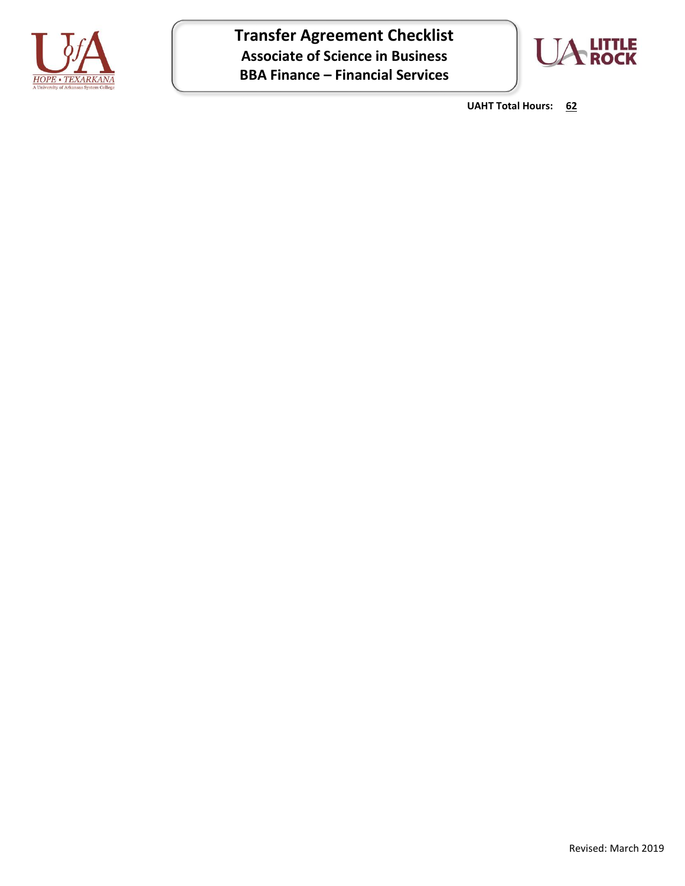# Transfer Agreement Checklist

## Associate of Science in Business

## BBA Finance – Financial Services

**UAHT Total Hours:** **62**

Revised: March 2019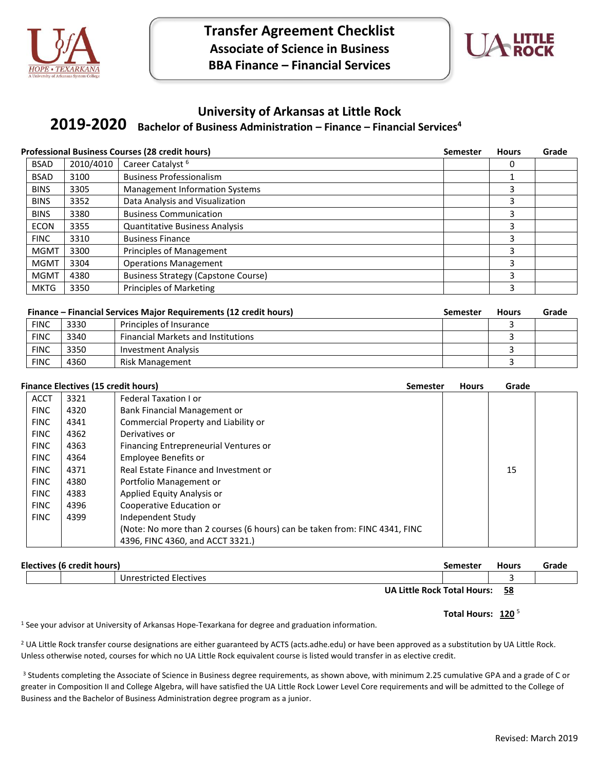# Transfer Agreement Checklist
## Associate of Science in Business
## BBA Finance – Financial Services

## University of Arkansas at Little Rock
## 2019-2020 Bachelor of Business Administration – Finance – Financial Services[4]

**Professional Business Courses (28 credit hours)**

| | | | Semester | Hours | Grade |
|---|---|---|---|---|---|
| BSAD | 2010/4010 | Career Catalyst [6] | | 0 | |
| BSAD | 3100 | Business Professionalism | | 1 | |
| BINS | 3305 | Management Information Systems | | 3 | |
| BINS | 3352 | Data Analysis and Visualization | | 3 | |
| BINS | 3380 | Business Communication | | 3 | |
| ECON | 3355 | Quantitative Business Analysis | | 3 | |
| FINC | 3310 | Business Finance | | 3 | |
| MGMT | 3300 | Principles of Management | | 3 | |
| MGMT | 3304 | Operations Management | | 3 | |
| MGMT | 4380 | Business Strategy (Capstone Course) | | 3 | |
| MKTG | 3350 | Principles of Marketing | | 3 | |

**Finance – Financial Services Major Requirements (12 credit hours)**

| | | | Semester | Hours | Grade |
|---|---|---|---|---|---|
| FINC | 3330 | Principles of Insurance | | 3 | |
| FINC | 3340 | Financial Markets and Institutions | | 3 | |
| FINC | 3350 | Investment Analysis | | 3 | |
| FINC | 4360 | Risk Management | | 3 | |

**Finance Electives (15 credit hours)**

| | | | Semester | Hours | Grade |
|---|---|---|---|---|---|
| ACCT | 3321 | Federal Taxation I or | | | |
| FINC | 4320 | Bank Financial Management or | | | |
| FINC | 4341 | Commercial Property and Liability or | | | |
| FINC | 4362 | Derivatives or | | | |
| FINC | 4363 | Financing Entrepreneurial Ventures or | | | |
| FINC | 4364 | Employee Benefits or | | | |
| FINC | 4371 | Real Estate Finance and Investment or | | 15 | |
| FINC | 4380 | Portfolio Management or | | | |
| FINC | 4383 | Applied Equity Analysis or | | | |
| FINC | 4396 | Cooperative Education or | | | |
| FINC | 4399 | Independent Study | | | |
| | | (Note: No more than 2 courses (6 hours) can be taken from: FINC 4341, FINC 4396, FINC 4360, and ACCT 3321.) | | | |

**Electives (6 credit hours)**

| | | | Semester | Hours | Grade |
|---|---|---|---|---|---|
| | | Unrestricted Electives | | 3 | |

**UA Little Rock Total Hours: 58**

**Total Hours: 120** [5]

[1] See your advisor at University of Arkansas Hope-Texarkana for degree and graduation information.

[2] UA Little Rock transfer course designations are either guaranteed by ACTS (acts.adhe.edu) or have been approved as a substitution by UA Little Rock. Unless otherwise noted, courses for which no UA Little Rock equivalent course is listed would transfer in as elective credit.

[3] Students completing the Associate of Science in Business degree requirements, as shown above, with minimum 2.25 cumulative GPA and a grade of C or greater in Composition II and College Algebra, will have satisfied the UA Little Rock Lower Level Core requirements and will be admitted to the College of Business and the Bachelor of Business Administration degree program as a junior.

Revised: March 2019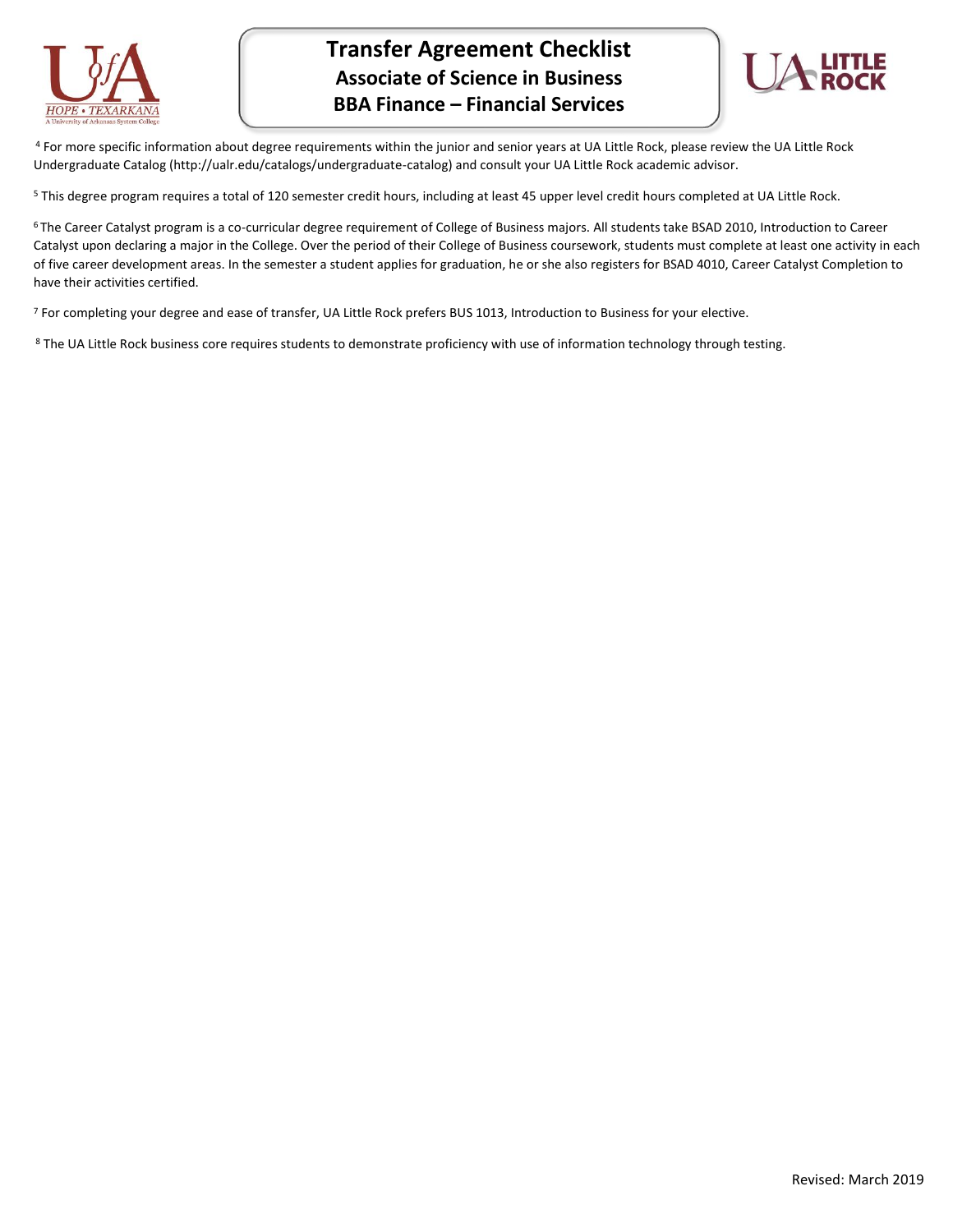# Transfer Agreement Checklist

## Associate of Science in Business

## BBA Finance – Financial Services

[4] For more specific information about degree requirements within the junior and senior years at UA Little Rock, please review the UA Little Rock Undergraduate Catalog (http://ualr.edu/catalogs/undergraduate-catalog) and consult your UA Little Rock academic advisor.

[5] This degree program requires a total of 120 semester credit hours, including at least 45 upper level credit hours completed at UA Little Rock.

[6] The Career Catalyst program is a co-curricular degree requirement of College of Business majors. All students take BSAD 2010, Introduction to Career Catalyst upon declaring a major in the College. Over the period of their College of Business coursework, students must complete at least one activity in each of five career development areas. In the semester a student applies for graduation, he or she also registers for BSAD 4010, Career Catalyst Completion to have their activities certified.

[7] For completing your degree and ease of transfer, UA Little Rock prefers BUS 1013, Introduction to Business for your elective.

[8] The UA Little Rock business core requires students to demonstrate proficiency with use of information technology through testing.

Revised: March 2019